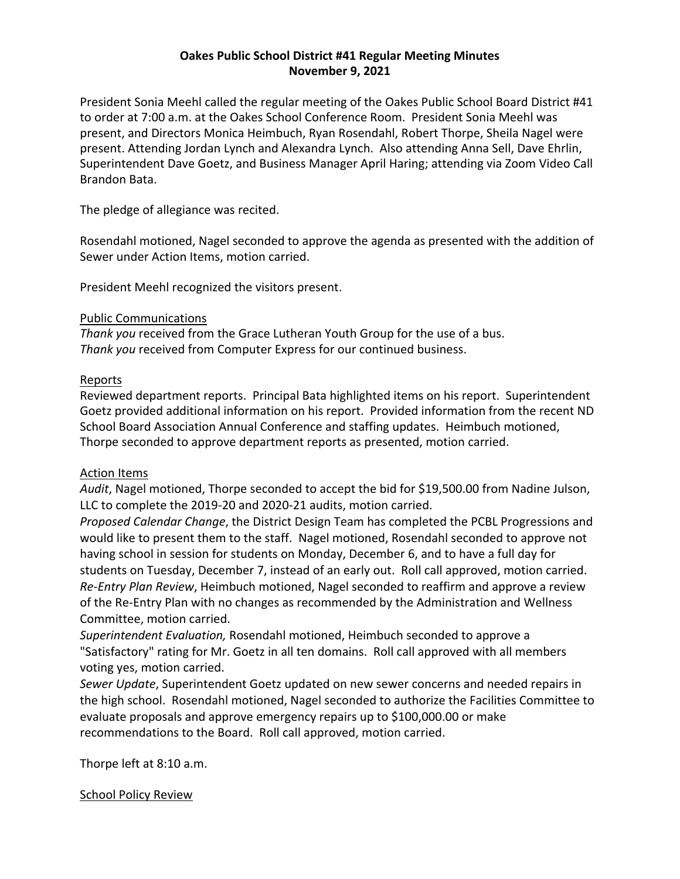# Oakes Public School District #41 Regular Meeting Minutes
## November 9, 2021

President Sonia Meehl called the regular meeting of the Oakes Public School Board District #41 to order at 7:00 a.m. at the Oakes School Conference Room. President Sonia Meehl was present, and Directors Monica Heimbuch, Ryan Rosendahl, Robert Thorpe, Sheila Nagel were present. Attending Jordan Lynch and Alexandra Lynch. Also attending Anna Sell, Dave Ehrlin, Superintendent Dave Goetz, and Business Manager April Haring; attending via Zoom Video Call Brandon Bata.

The pledge of allegiance was recited.

Rosendahl motioned, Nagel seconded to approve the agenda as presented with the addition of Sewer under Action Items, motion carried.

President Meehl recognized the visitors present.

Public Communications

*Thank you* received from the Grace Lutheran Youth Group for the use of a bus.
*Thank you* received from Computer Express for our continued business.

Reports

Reviewed department reports. Principal Bata highlighted items on his report. Superintendent Goetz provided additional information on his report. Provided information from the recent ND School Board Association Annual Conference and staffing updates. Heimbuch motioned, Thorpe seconded to approve department reports as presented, motion carried.

Action Items

*Audit*, Nagel motioned, Thorpe seconded to accept the bid for $19,500.00 from Nadine Julson, LLC to complete the 2019-20 and 2020-21 audits, motion carried.
*Proposed Calendar Change*, the District Design Team has completed the PCBL Progressions and would like to present them to the staff. Nagel motioned, Rosendahl seconded to approve not having school in session for students on Monday, December 6, and to have a full day for students on Tuesday, December 7, instead of an early out. Roll call approved, motion carried.
*Re-Entry Plan Review*, Heimbuch motioned, Nagel seconded to reaffirm and approve a review of the Re-Entry Plan with no changes as recommended by the Administration and Wellness Committee, motion carried.
*Superintendent Evaluation,* Rosendahl motioned, Heimbuch seconded to approve a "Satisfactory" rating for Mr. Goetz in all ten domains. Roll call approved with all members voting yes, motion carried.
*Sewer Update*, Superintendent Goetz updated on new sewer concerns and needed repairs in the high school. Rosendahl motioned, Nagel seconded to authorize the Facilities Committee to evaluate proposals and approve emergency repairs up to $100,000.00 or make recommendations to the Board. Roll call approved, motion carried.

Thorpe left at 8:10 a.m.

School Policy Review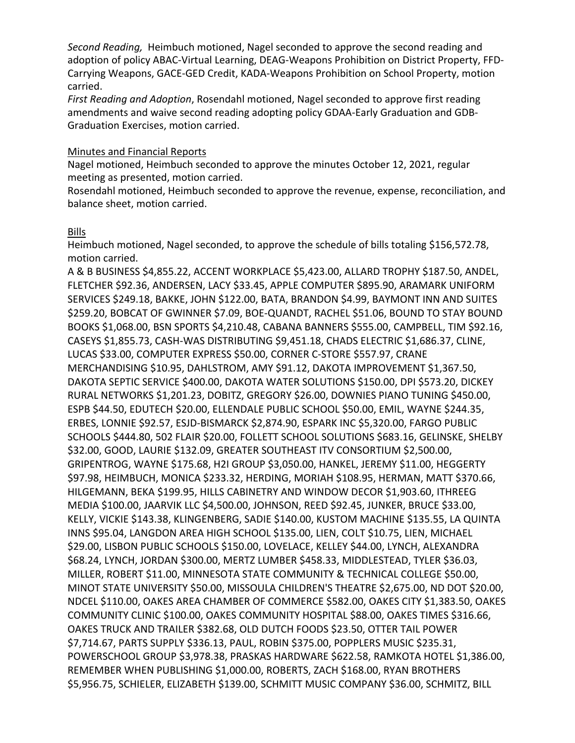*Second Reading,* Heimbuch motioned, Nagel seconded to approve the second reading and adoption of policy ABAC-Virtual Learning, DEAG-Weapons Prohibition on District Property, FFD-Carrying Weapons, GACE-GED Credit, KADA-Weapons Prohibition on School Property, motion carried.

*First Reading and Adoption*, Rosendahl motioned, Nagel seconded to approve first reading amendments and waive second reading adopting policy GDAA-Early Graduation and GDB-Graduation Exercises, motion carried.

Minutes and Financial Reports

Nagel motioned, Heimbuch seconded to approve the minutes October 12, 2021, regular meeting as presented, motion carried.

Rosendahl motioned, Heimbuch seconded to approve the revenue, expense, reconciliation, and balance sheet, motion carried.

Bills

Heimbuch motioned, Nagel seconded, to approve the schedule of bills totaling $156,572.78, motion carried.

A & B BUSINESS $4,855.22, ACCENT WORKPLACE $5,423.00, ALLARD TROPHY $187.50, ANDEL, FLETCHER $92.36, ANDERSEN, LACY $33.45, APPLE COMPUTER $895.90, ARAMARK UNIFORM SERVICES $249.18, BAKKE, JOHN $122.00, BATA, BRANDON $4.99, BAYMONT INN AND SUITES $259.20, BOBCAT OF GWINNER $7.09, BOE-QUANDT, RACHEL $51.06, BOUND TO STAY BOUND BOOKS $1,068.00, BSN SPORTS $4,210.48, CABANA BANNERS $555.00, CAMPBELL, TIM $92.16, CASEYS $1,855.73, CASH-WAS DISTRIBUTING $9,451.18, CHADS ELECTRIC $1,686.37, CLINE, LUCAS $33.00, COMPUTER EXPRESS $50.00, CORNER C-STORE $557.97, CRANE MERCHANDISING $10.95, DAHLSTROM, AMY $91.12, DAKOTA IMPROVEMENT $1,367.50, DAKOTA SEPTIC SERVICE $400.00, DAKOTA WATER SOLUTIONS $150.00, DPI $573.20, DICKEY RURAL NETWORKS $1,201.23, DOBITZ, GREGORY $26.00, DOWNIES PIANO TUNING $450.00, ESPB $44.50, EDUTECH $20.00, ELLENDALE PUBLIC SCHOOL $50.00, EMIL, WAYNE $244.35, ERBES, LONNIE $92.57, ESJD-BISMARCK $2,874.90, ESPARK INC $5,320.00, FARGO PUBLIC SCHOOLS $444.80, 502 FLAIR $20.00, FOLLETT SCHOOL SOLUTIONS $683.16, GELINSKE, SHELBY $32.00, GOOD, LAURIE $132.09, GREATER SOUTHEAST ITV CONSORTIUM $2,500.00, GRIPENTROG, WAYNE $175.68, H2I GROUP $3,050.00, HANKEL, JEREMY $11.00, HEGGERTY $97.98, HEIMBUCH, MONICA $233.32, HERDING, MORIAH $108.95, HERMAN, MATT $370.66, HILGEMANN, BEKA $199.95, HILLS CABINETRY AND WINDOW DECOR $1,903.60, ITHREEG MEDIA $100.00, JAARVIK LLC $4,500.00, JOHNSON, REED $92.45, JUNKER, BRUCE $33.00, KELLY, VICKIE $143.38, KLINGENBERG, SADIE $140.00, KUSTOM MACHINE $135.55, LA QUINTA INNS $95.04, LANGDON AREA HIGH SCHOOL $135.00, LIEN, COLT $10.75, LIEN, MICHAEL $29.00, LISBON PUBLIC SCHOOLS $150.00, LOVELACE, KELLEY $44.00, LYNCH, ALEXANDRA $68.24, LYNCH, JORDAN $300.00, MERTZ LUMBER $458.33, MIDDLESTEAD, TYLER $36.03, MILLER, ROBERT $11.00, MINNESOTA STATE COMMUNITY & TECHNICAL COLLEGE $50.00, MINOT STATE UNIVERSITY $50.00, MISSOULA CHILDREN'S THEATRE $2,675.00, ND DOT $20.00, NDCEL $110.00, OAKES AREA CHAMBER OF COMMERCE $582.00, OAKES CITY $1,383.50, OAKES COMMUNITY CLINIC $100.00, OAKES COMMUNITY HOSPITAL $88.00, OAKES TIMES $316.66, OAKES TRUCK AND TRAILER $382.68, OLD DUTCH FOODS $23.50, OTTER TAIL POWER $7,714.67, PARTS SUPPLY $336.13, PAUL, ROBIN $375.00, POPPLERS MUSIC $235.31, POWERSCHOOL GROUP $3,978.38, PRASKAS HARDWARE $622.58, RAMKOTA HOTEL $1,386.00, REMEMBER WHEN PUBLISHING $1,000.00, ROBERTS, ZACH $168.00, RYAN BROTHERS $5,956.75, SCHIELER, ELIZABETH $139.00, SCHMITT MUSIC COMPANY $36.00, SCHMITZ, BILL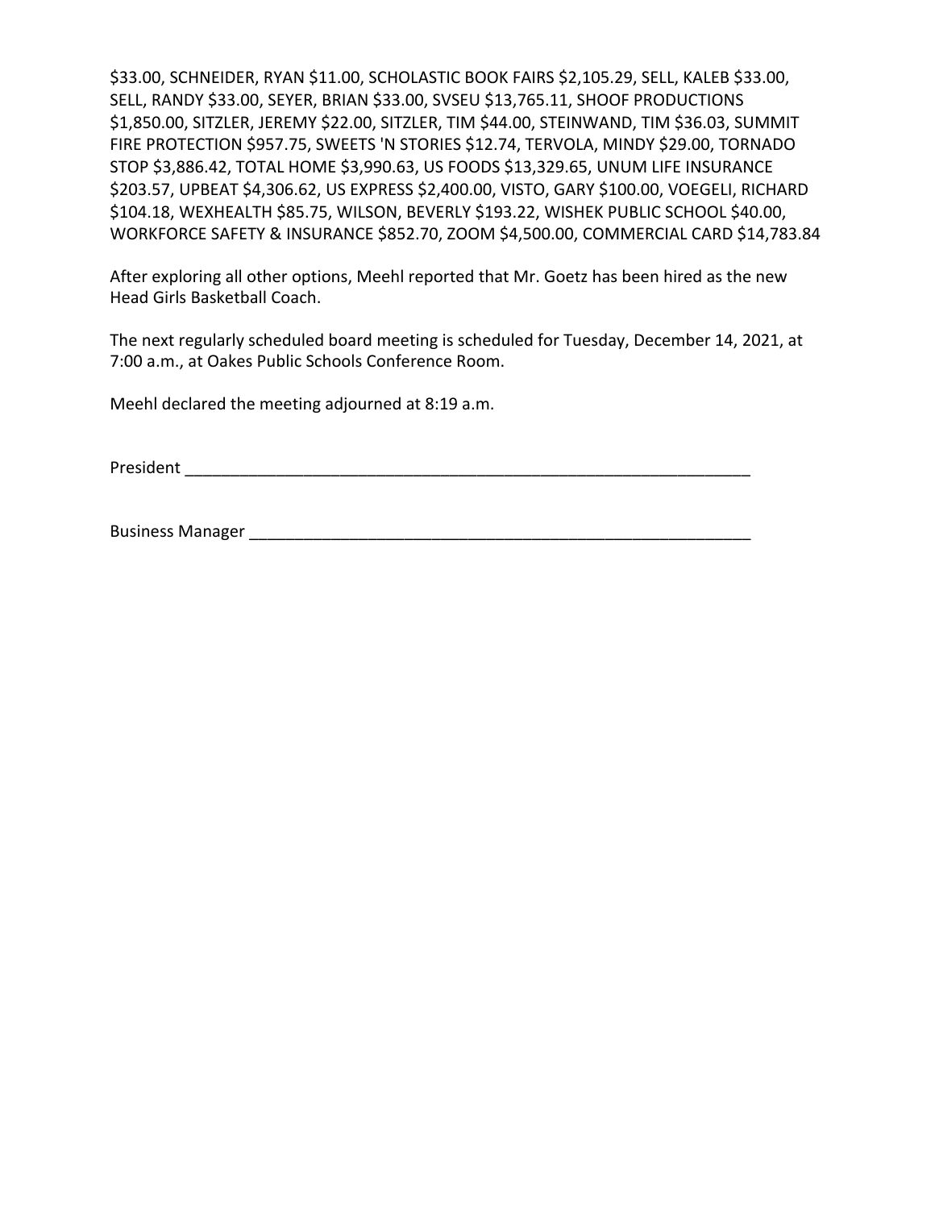$33.00, SCHNEIDER, RYAN $11.00, SCHOLASTIC BOOK FAIRS $2,105.29, SELL, KALEB $33.00, SELL, RANDY $33.00, SEYER, BRIAN $33.00, SVSEU $13,765.11, SHOOF PRODUCTIONS $1,850.00, SITZLER, JEREMY $22.00, SITZLER, TIM $44.00, STEINWAND, TIM $36.03, SUMMIT FIRE PROTECTION $957.75, SWEETS 'N STORIES $12.74, TERVOLA, MINDY $29.00, TORNADO STOP $3,886.42, TOTAL HOME $3,990.63, US FOODS $13,329.65, UNUM LIFE INSURANCE $203.57, UPBEAT $4,306.62, US EXPRESS $2,400.00, VISTO, GARY $100.00, VOEGELI, RICHARD $104.18, WEXHEALTH $85.75, WILSON, BEVERLY $193.22, WISHEK PUBLIC SCHOOL $40.00, WORKFORCE SAFETY & INSURANCE $852.70, ZOOM $4,500.00, COMMERCIAL CARD $14,783.84

After exploring all other options, Meehl reported that Mr. Goetz has been hired as the new Head Girls Basketball Coach.

The next regularly scheduled board meeting is scheduled for Tuesday, December 14, 2021, at 7:00 a.m., at Oakes Public Schools Conference Room.

Meehl declared the meeting adjourned at 8:19 a.m.

President ______________________________________________________________

Business Manager _______________________________________________________